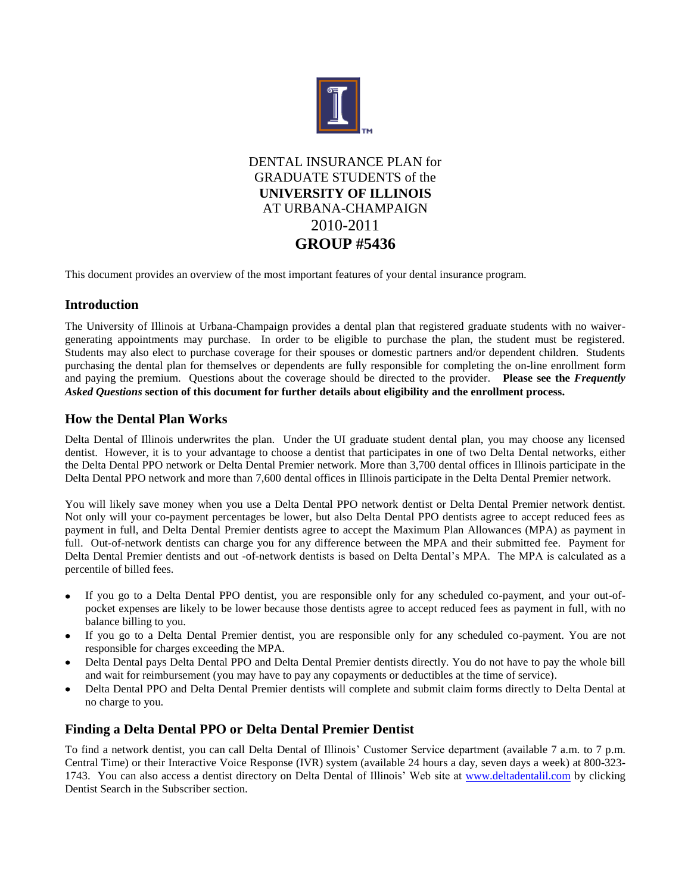DENTAL INSURANCE PLAN for
GRADUATE STUDENTS of the
**UNIVERSITY OF ILLINOIS**
AT URBANA-CHAMPAIGN
2010-2011
**GROUP #5436**

This document provides an overview of the most important features of your dental insurance program.

## Introduction

The University of Illinois at Urbana-Champaign provides a dental plan that registered graduate students with no waiver-generating appointments may purchase. In order to be eligible to purchase the plan, the student must be registered. Students may also elect to purchase coverage for their spouses or domestic partners and/or dependent children. Students purchasing the dental plan for themselves or dependents are fully responsible for completing the on-line enrollment form and paying the premium. Questions about the coverage should be directed to the provider. **Please see the *Frequently Asked Questions* section of this document for further details about eligibility and the enrollment process.**

## How the Dental Plan Works

Delta Dental of Illinois underwrites the plan. Under the UI graduate student dental plan, you may choose any licensed dentist. However, it is to your advantage to choose a dentist that participates in one of two Delta Dental networks, either the Delta Dental PPO network or Delta Dental Premier network. More than 3,700 dental offices in Illinois participate in the Delta Dental PPO network and more than 7,600 dental offices in Illinois participate in the Delta Dental Premier network.

You will likely save money when you use a Delta Dental PPO network dentist or Delta Dental Premier network dentist. Not only will your co-payment percentages be lower, but also Delta Dental PPO dentists agree to accept reduced fees as payment in full, and Delta Dental Premier dentists agree to accept the Maximum Plan Allowances (MPA) as payment in full. Out-of-network dentists can charge you for any difference between the MPA and their submitted fee. Payment for Delta Dental Premier dentists and out -of-network dentists is based on Delta Dental's MPA. The MPA is calculated as a percentile of billed fees.

- If you go to a Delta Dental PPO dentist, you are responsible only for any scheduled co-payment, and your out-of-pocket expenses are likely to be lower because those dentists agree to accept reduced fees as payment in full, with no balance billing to you.
- If you go to a Delta Dental Premier dentist, you are responsible only for any scheduled co-payment. You are not responsible for charges exceeding the MPA.
- Delta Dental pays Delta Dental PPO and Delta Dental Premier dentists directly. You do not have to pay the whole bill and wait for reimbursement (you may have to pay any copayments or deductibles at the time of service).
- Delta Dental PPO and Delta Dental Premier dentists will complete and submit claim forms directly to Delta Dental at no charge to you.

## Finding a Delta Dental PPO or Delta Dental Premier Dentist

To find a network dentist, you can call Delta Dental of Illinois' Customer Service department (available 7 a.m. to 7 p.m. Central Time) or their Interactive Voice Response (IVR) system (available 24 hours a day, seven days a week) at 800-323-1743. You can also access a dentist directory on Delta Dental of Illinois' Web site at www.deltadentalil.com by clicking Dentist Search in the Subscriber section.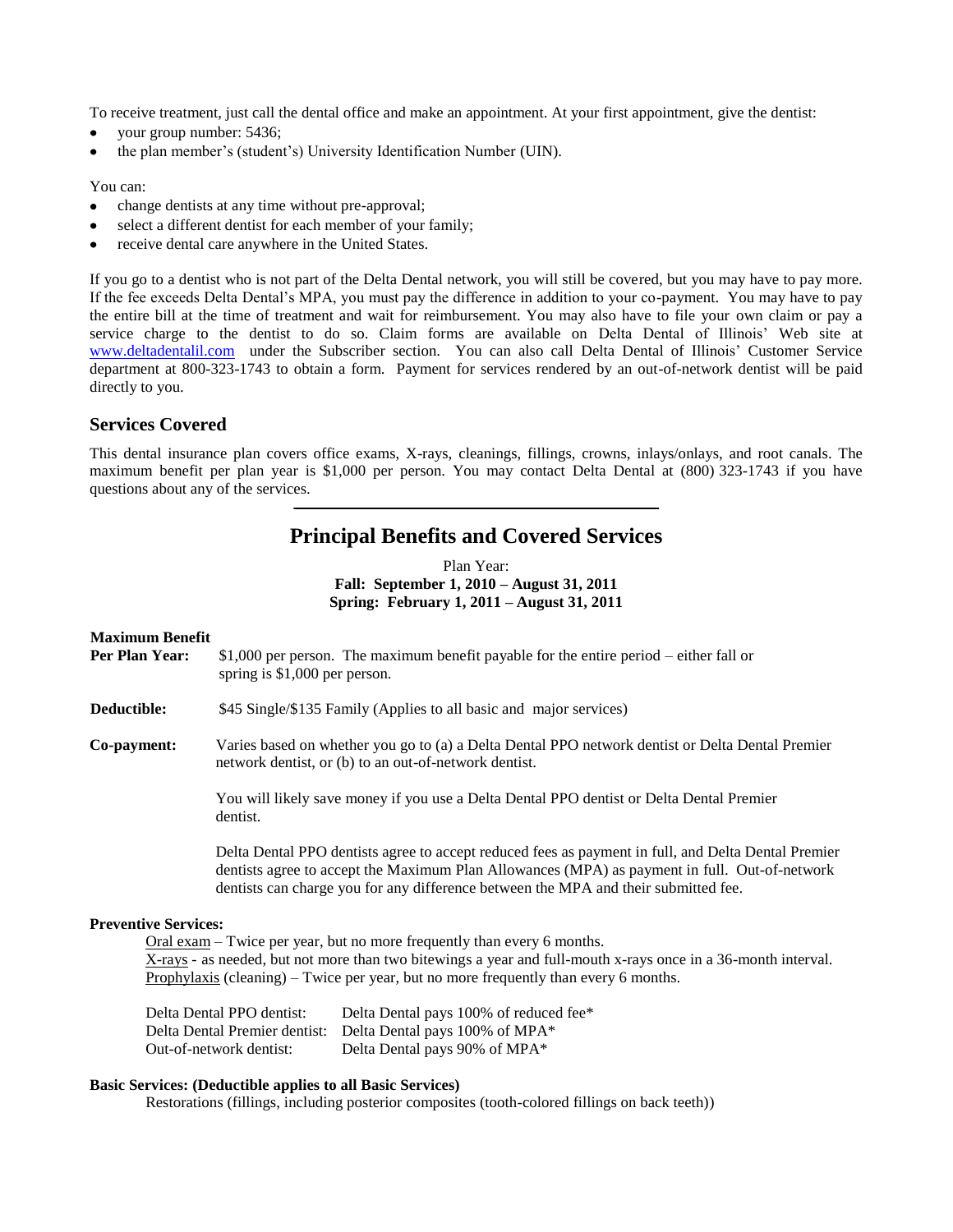To receive treatment, just call the dental office and make an appointment. At your first appointment, give the dentist:

- your group number: 5436;
- the plan member's (student's) University Identification Number (UIN).

You can:

- change dentists at any time without pre-approval;
- select a different dentist for each member of your family;
- receive dental care anywhere in the United States.

If you go to a dentist who is not part of the Delta Dental network, you will still be covered, but you may have to pay more. If the fee exceeds Delta Dental's MPA, you must pay the difference in addition to your co-payment. You may have to pay the entire bill at the time of treatment and wait for reimbursement. You may also have to file your own claim or pay a service charge to the dentist to do so. Claim forms are available on Delta Dental of Illinois' Web site at www.deltadentalil.com under the Subscriber section. You can also call Delta Dental of Illinois' Customer Service department at 800-323-1743 to obtain a form. Payment for services rendered by an out-of-network dentist will be paid directly to you.

## Services Covered

This dental insurance plan covers office exams, X-rays, cleanings, fillings, crowns, inlays/onlays, and root canals. The maximum benefit per plan year is $1,000 per person. You may contact Delta Dental at (800) 323-1743 if you have questions about any of the services.

---

# Principal Benefits and Covered Services

Plan Year:
**Fall: September 1, 2010 – August 31, 2011**
**Spring: February 1, 2011 – August 31, 2011**

**Maximum Benefit Per Plan Year:** $1,000 per person. The maximum benefit payable for the entire period – either fall or spring is $1,000 per person.

**Deductible:** $45 Single/$135 Family (Applies to all basic and major services)

**Co-payment:** Varies based on whether you go to (a) a Delta Dental PPO network dentist or Delta Dental Premier network dentist, or (b) to an out-of-network dentist.

You will likely save money if you use a Delta Dental PPO dentist or Delta Dental Premier dentist.

Delta Dental PPO dentists agree to accept reduced fees as payment in full, and Delta Dental Premier dentists agree to accept the Maximum Plan Allowances (MPA) as payment in full. Out-of-network dentists can charge you for any difference between the MPA and their submitted fee.

**Preventive Services:**

Oral exam – Twice per year, but no more frequently than every 6 months.
X-rays - as needed, but not more than two bitewings a year and full-mouth x-rays once in a 36-month interval.
Prophylaxis (cleaning) – Twice per year, but no more frequently than every 6 months.

| | |
|---|---|
| Delta Dental PPO dentist: | Delta Dental pays 100% of reduced fee* |
| Delta Dental Premier dentist: | Delta Dental pays 100% of MPA* |
| Out-of-network dentist: | Delta Dental pays 90% of MPA* |

**Basic Services: (Deductible applies to all Basic Services)**

Restorations (fillings, including posterior composites (tooth-colored fillings on back teeth))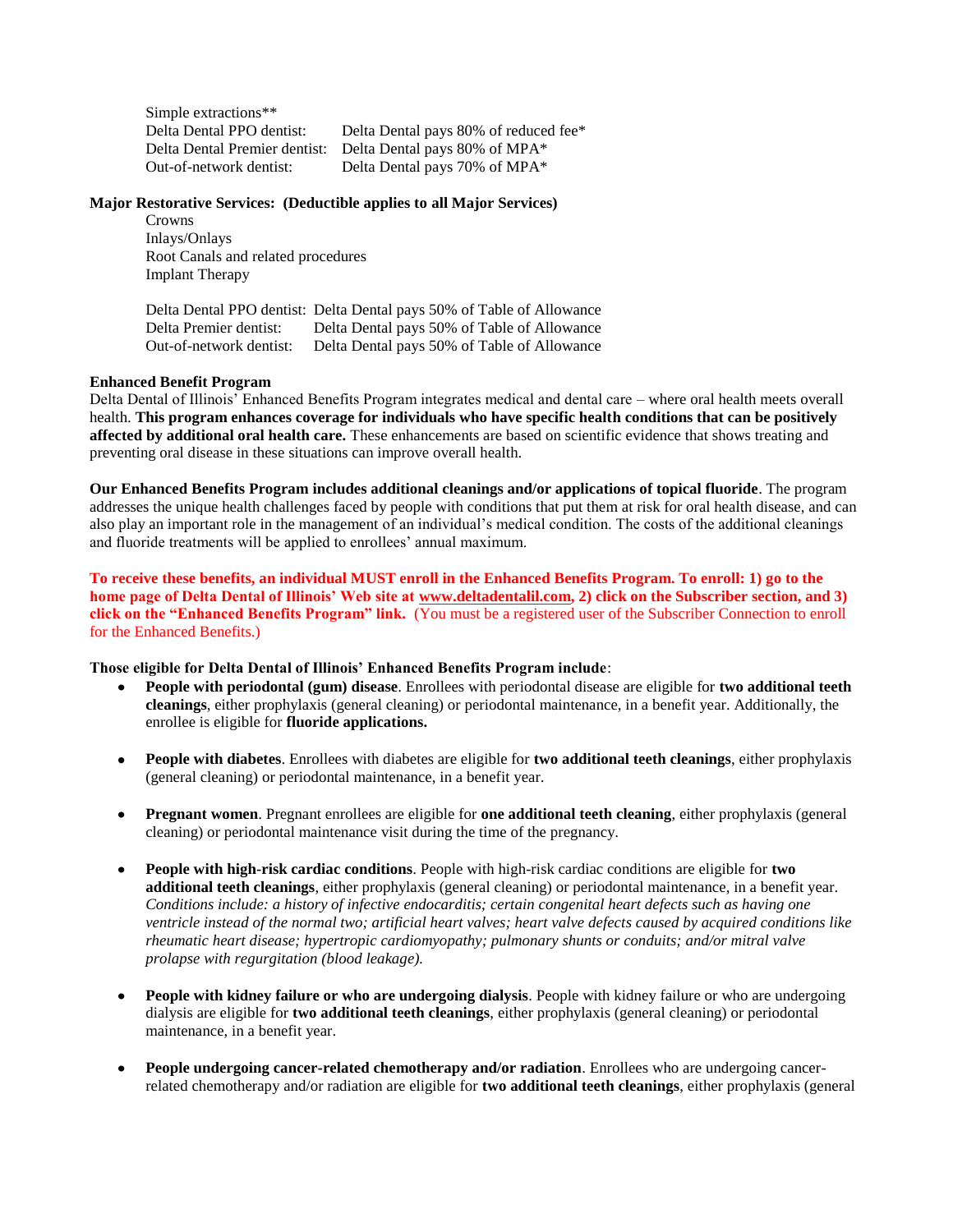Simple extractions**

| | |
|---|---|
| Delta Dental PPO dentist: | Delta Dental pays 80% of reduced fee* |
| Delta Dental Premier dentist: | Delta Dental pays 80% of MPA* |
| Out-of-network dentist: | Delta Dental pays 70% of MPA* |

**Major Restorative Services: (Deductible applies to all Major Services)**

Crowns
Inlays/Onlays
Root Canals and related procedures
Implant Therapy

| | |
|---|---|
| Delta Dental PPO dentist: | Delta Dental pays 50% of Table of Allowance |
| Delta Premier dentist: | Delta Dental pays 50% of Table of Allowance |
| Out-of-network dentist: | Delta Dental pays 50% of Table of Allowance |

**Enhanced Benefit Program**

Delta Dental of Illinois' Enhanced Benefits Program integrates medical and dental care – where oral health meets overall health. **This program enhances coverage for individuals who have specific health conditions that can be positively affected by additional oral health care.** These enhancements are based on scientific evidence that shows treating and preventing oral disease in these situations can improve overall health.

**Our Enhanced Benefits Program includes additional cleanings and/or applications of topical fluoride**. The program addresses the unique health challenges faced by people with conditions that put them at risk for oral health disease, and can also play an important role in the management of an individual's medical condition. The costs of the additional cleanings and fluoride treatments will be applied to enrollees' annual maximum.

**To receive these benefits, an individual MUST enroll in the Enhanced Benefits Program. To enroll: 1) go to the home page of Delta Dental of Illinois' Web site at www.deltadentalil.com, 2) click on the Subscriber section, and 3) click on the "Enhanced Benefits Program" link.** (You must be a registered user of the Subscriber Connection to enroll for the Enhanced Benefits.)

**Those eligible for Delta Dental of Illinois' Enhanced Benefits Program include**:

- **People with periodontal (gum) disease**. Enrollees with periodontal disease are eligible for **two additional teeth cleanings**, either prophylaxis (general cleaning) or periodontal maintenance, in a benefit year. Additionally, the enrollee is eligible for **fluoride applications.**

- **People with diabetes**. Enrollees with diabetes are eligible for **two additional teeth cleanings**, either prophylaxis (general cleaning) or periodontal maintenance, in a benefit year.

- **Pregnant women**. Pregnant enrollees are eligible for **one additional teeth cleaning**, either prophylaxis (general cleaning) or periodontal maintenance visit during the time of the pregnancy.

- **People with high-risk cardiac conditions**. People with high-risk cardiac conditions are eligible for **two additional teeth cleanings**, either prophylaxis (general cleaning) or periodontal maintenance, in a benefit year. *Conditions include: a history of infective endocarditis; certain congenital heart defects such as having one ventricle instead of the normal two; artificial heart valves; heart valve defects caused by acquired conditions like rheumatic heart disease; hypertropic cardiomyopathy; pulmonary shunts or conduits; and/or mitral valve prolapse with regurgitation (blood leakage).*

- **People with kidney failure or who are undergoing dialysis**. People with kidney failure or who are undergoing dialysis are eligible for **two additional teeth cleanings**, either prophylaxis (general cleaning) or periodontal maintenance, in a benefit year.

- **People undergoing cancer-related chemotherapy and/or radiation**. Enrollees who are undergoing cancer-related chemotherapy and/or radiation are eligible for **two additional teeth cleanings**, either prophylaxis (general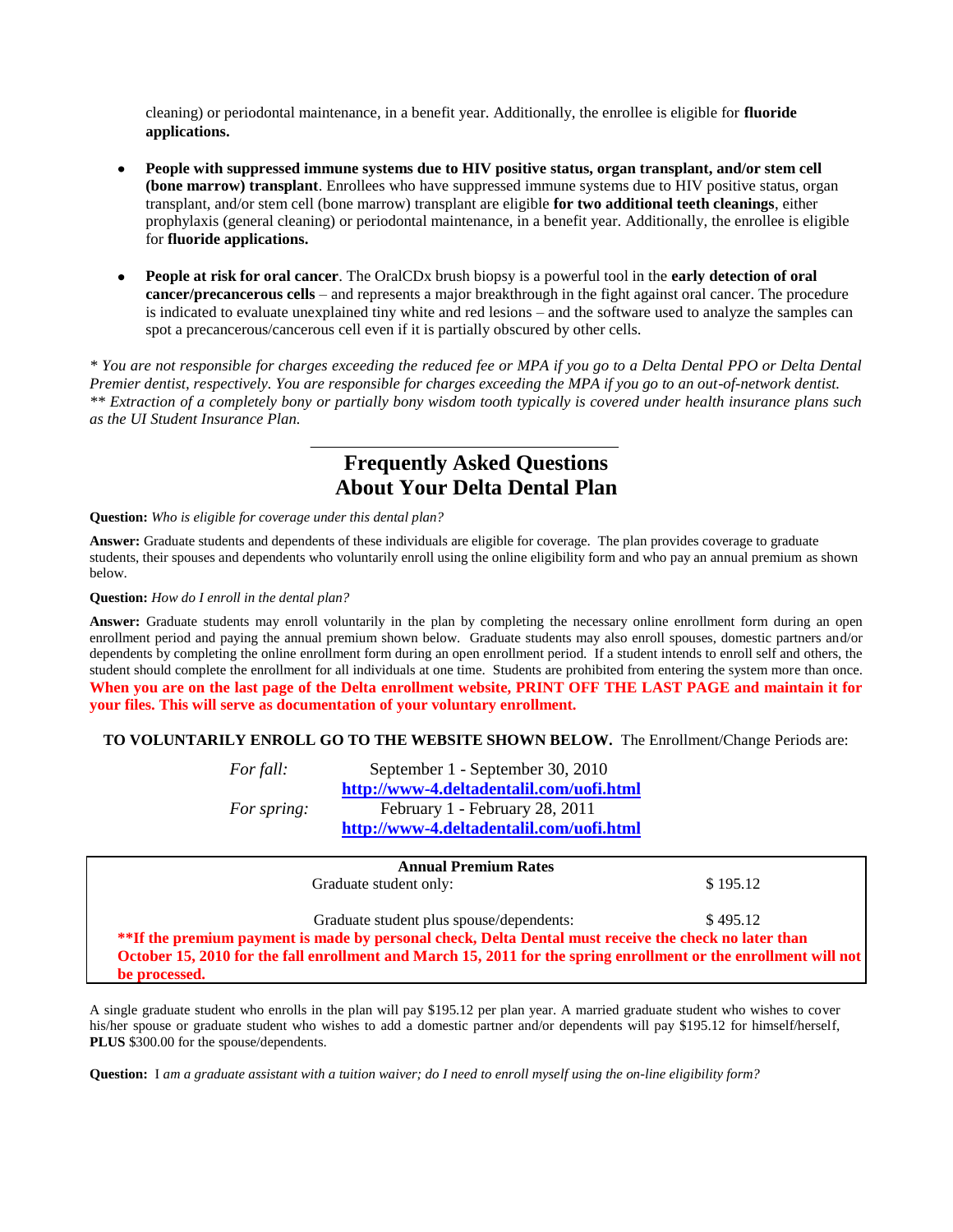cleaning) or periodontal maintenance, in a benefit year. Additionally, the enrollee is eligible for **fluoride applications.**

- **People with suppressed immune systems due to HIV positive status, organ transplant, and/or stem cell (bone marrow) transplant**. Enrollees who have suppressed immune systems due to HIV positive status, organ transplant, and/or stem cell (bone marrow) transplant are eligible **for two additional teeth cleanings**, either prophylaxis (general cleaning) or periodontal maintenance, in a benefit year. Additionally, the enrollee is eligible for **fluoride applications.**

- **People at risk for oral cancer**. The OralCDx brush biopsy is a powerful tool in the **early detection of oral cancer/precancerous cells** – and represents a major breakthrough in the fight against oral cancer. The procedure is indicated to evaluate unexplained tiny white and red lesions – and the software used to analyze the samples can spot a precancerous/cancerous cell even if it is partially obscured by other cells.

*\* You are not responsible for charges exceeding the reduced fee or MPA if you go to a Delta Dental PPO or Delta Dental Premier dentist, respectively. You are responsible for charges exceeding the MPA if you go to an out-of-network dentist.*
*\*\* Extraction of a completely bony or partially bony wisdom tooth typically is covered under health insurance plans such as the UI Student Insurance Plan.*

## Frequently Asked Questions About Your Delta Dental Plan

**Question:** *Who is eligible for coverage under this dental plan?*

**Answer:** Graduate students and dependents of these individuals are eligible for coverage. The plan provides coverage to graduate students, their spouses and dependents who voluntarily enroll using the online eligibility form and who pay an annual premium as shown below.

**Question:** *How do I enroll in the dental plan?*

**Answer:** Graduate students may enroll voluntarily in the plan by completing the necessary online enrollment form during an open enrollment period and paying the annual premium shown below. Graduate students may also enroll spouses, domestic partners and/or dependents by completing the online enrollment form during an open enrollment period. If a student intends to enroll self and others, the student should complete the enrollment for all individuals at one time. Students are prohibited from entering the system more than once. **When you are on the last page of the Delta enrollment website, PRINT OFF THE LAST PAGE and maintain it for your files. This will serve as documentation of your voluntary enrollment.**

**TO VOLUNTARILY ENROLL GO TO THE WEBSITE SHOWN BELOW.** The Enrollment/Change Periods are:

*For fall:* September 1 - September 30, 2010
**http://www-4.deltadentalil.com/uofi.html**

*For spring:* February 1 - February 28, 2011
**http://www-4.deltadentalil.com/uofi.html**

| **Annual Premium Rates** | |
|---|---|
| Graduate student only: | $ 195.12 |
| Graduate student plus spouse/dependents: | $ 495.12 |

**\*\*If the premium payment is made by personal check, Delta Dental must receive the check no later than October 15, 2010 for the fall enrollment and March 15, 2011 for the spring enrollment or the enrollment will not be processed.**

A single graduate student who enrolls in the plan will pay $195.12 per plan year. A married graduate student who wishes to cover his/her spouse or graduate student who wishes to add a domestic partner and/or dependents will pay $195.12 for himself/herself, **PLUS** $300.00 for the spouse/dependents.

**Question:** I *am a graduate assistant with a tuition waiver; do I need to enroll myself using the on-line eligibility form?*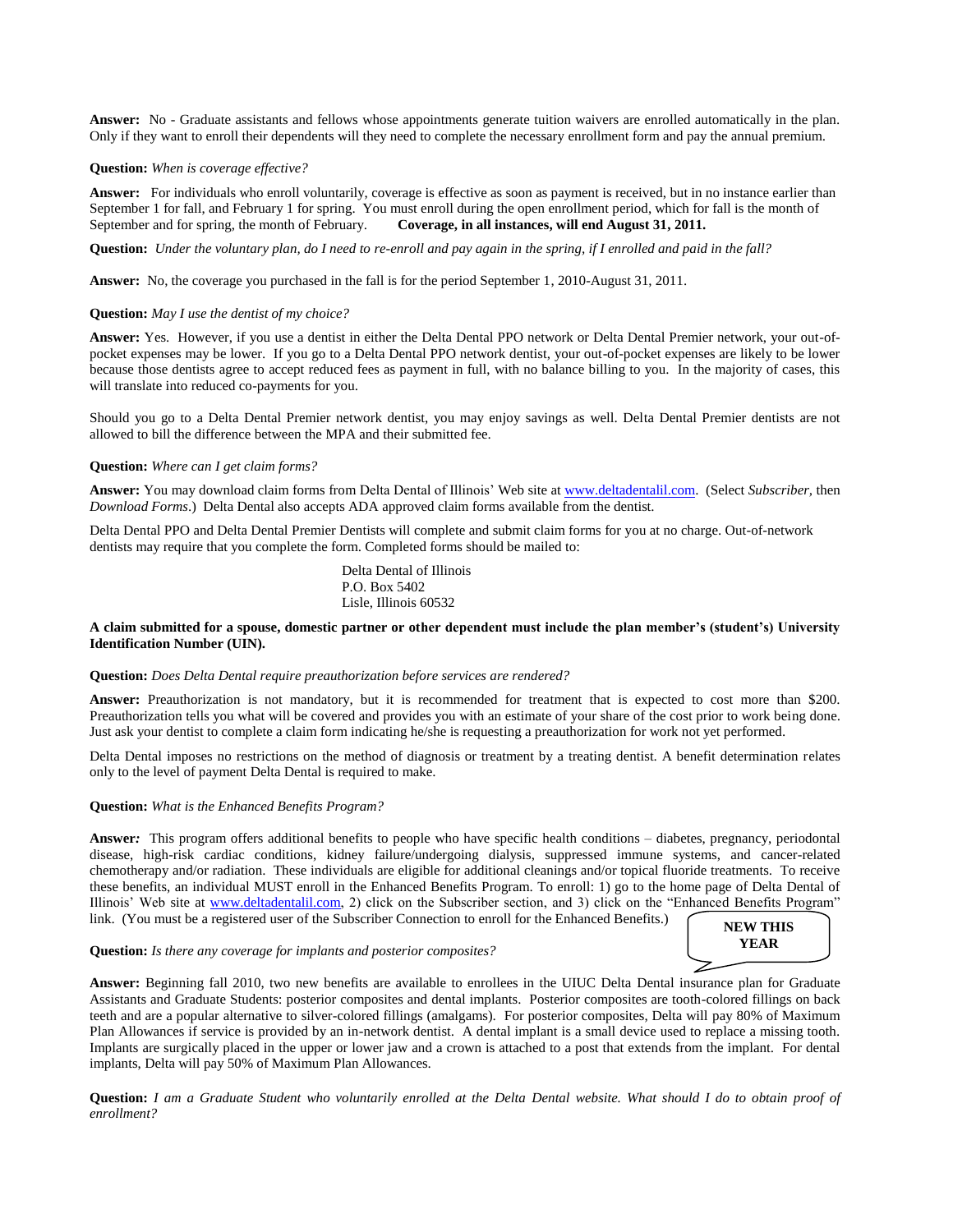**Answer:** No - Graduate assistants and fellows whose appointments generate tuition waivers are enrolled automatically in the plan. Only if they want to enroll their dependents will they need to complete the necessary enrollment form and pay the annual premium.

**Question:** *When is coverage effective?*

**Answer:** For individuals who enroll voluntarily, coverage is effective as soon as payment is received, but in no instance earlier than September 1 for fall, and February 1 for spring. You must enroll during the open enrollment period, which for fall is the month of September and for spring, the month of February. **Coverage, in all instances, will end August 31, 2011.**

**Question:** *Under the voluntary plan, do I need to re-enroll and pay again in the spring, if I enrolled and paid in the fall?*

**Answer:** No, the coverage you purchased in the fall is for the period September 1, 2010-August 31, 2011.

**Question:** *May I use the dentist of my choice?*

**Answer:** Yes. However, if you use a dentist in either the Delta Dental PPO network or Delta Dental Premier network, your out-of-pocket expenses may be lower. If you go to a Delta Dental PPO network dentist, your out-of-pocket expenses are likely to be lower because those dentists agree to accept reduced fees as payment in full, with no balance billing to you. In the majority of cases, this will translate into reduced co-payments for you.

Should you go to a Delta Dental Premier network dentist, you may enjoy savings as well. Delta Dental Premier dentists are not allowed to bill the difference between the MPA and their submitted fee.

**Question:** *Where can I get claim forms?*

**Answer:** You may download claim forms from Delta Dental of Illinois' Web site at www.deltadentalil.com. (Select *Subscriber*, then *Download Forms*.) Delta Dental also accepts ADA approved claim forms available from the dentist.

Delta Dental PPO and Delta Dental Premier Dentists will complete and submit claim forms for you at no charge. Out-of-network dentists may require that you complete the form. Completed forms should be mailed to:

Delta Dental of Illinois
P.O. Box 5402
Lisle, Illinois 60532

**A claim submitted for a spouse, domestic partner or other dependent must include the plan member's (student's) University Identification Number (UIN).**

**Question:** *Does Delta Dental require preauthorization before services are rendered?*

**Answer:** Preauthorization is not mandatory, but it is recommended for treatment that is expected to cost more than $200. Preauthorization tells you what will be covered and provides you with an estimate of your share of the cost prior to work being done. Just ask your dentist to complete a claim form indicating he/she is requesting a preauthorization for work not yet performed.

Delta Dental imposes no restrictions on the method of diagnosis or treatment by a treating dentist. A benefit determination relates only to the level of payment Delta Dental is required to make.

**Question:** *What is the Enhanced Benefits Program?*

**Answer:** This program offers additional benefits to people who have specific health conditions – diabetes, pregnancy, periodontal disease, high-risk cardiac conditions, kidney failure/undergoing dialysis, suppressed immune systems, and cancer-related chemotherapy and/or radiation. These individuals are eligible for additional cleanings and/or topical fluoride treatments. To receive these benefits, an individual MUST enroll in the Enhanced Benefits Program. To enroll: 1) go to the home page of Delta Dental of Illinois' Web site at www.deltadentalil.com, 2) click on the Subscriber section, and 3) click on the "Enhanced Benefits Program" link. (You must be a registered user of the Subscriber Connection to enroll for the Enhanced Benefits.)

**NEW THIS YEAR**

**Question:** *Is there any coverage for implants and posterior composites?*

**Answer:** Beginning fall 2010, two new benefits are available to enrollees in the UIUC Delta Dental insurance plan for Graduate Assistants and Graduate Students: posterior composites and dental implants. Posterior composites are tooth-colored fillings on back teeth and are a popular alternative to silver-colored fillings (amalgams). For posterior composites, Delta will pay 80% of Maximum Plan Allowances if service is provided by an in-network dentist. A dental implant is a small device used to replace a missing tooth. Implants are surgically placed in the upper or lower jaw and a crown is attached to a post that extends from the implant. For dental implants, Delta will pay 50% of Maximum Plan Allowances.

**Question:** *I am a Graduate Student who voluntarily enrolled at the Delta Dental website. What should I do to obtain proof of enrollment?*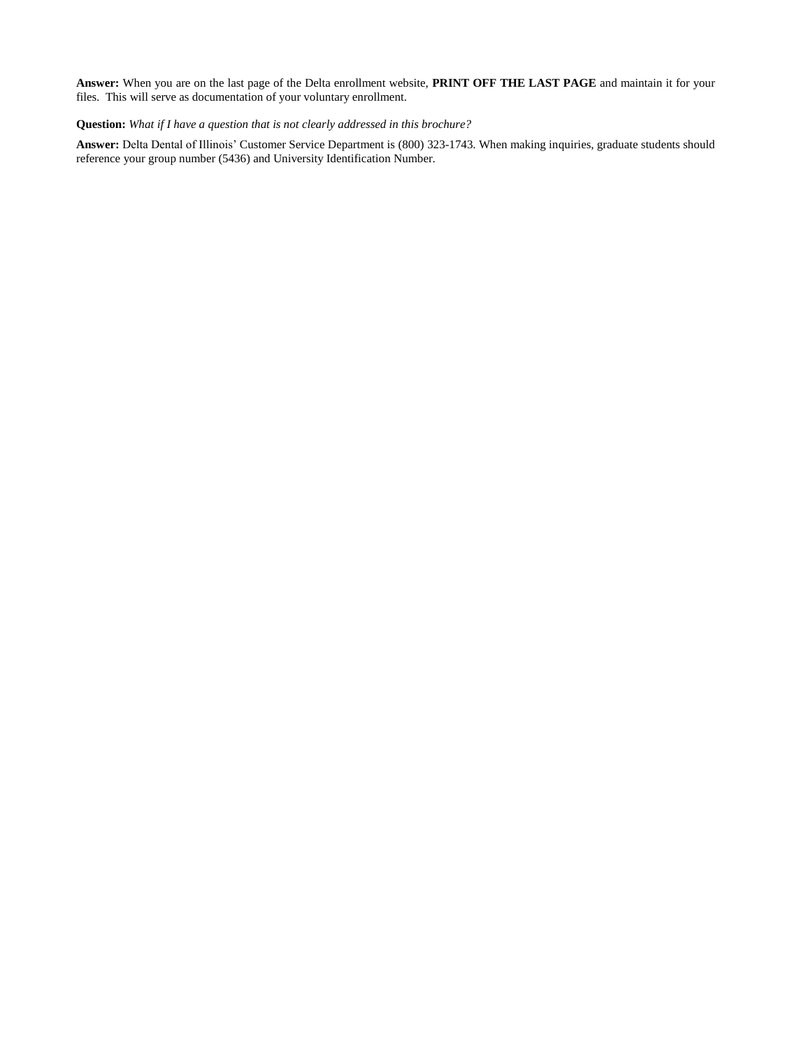**Answer:** When you are on the last page of the Delta enrollment website, **PRINT OFF THE LAST PAGE** and maintain it for your files. This will serve as documentation of your voluntary enrollment.

**Question:** *What if I have a question that is not clearly addressed in this brochure?*

**Answer:** Delta Dental of Illinois' Customer Service Department is (800) 323-1743. When making inquiries, graduate students should reference your group number (5436) and University Identification Number.